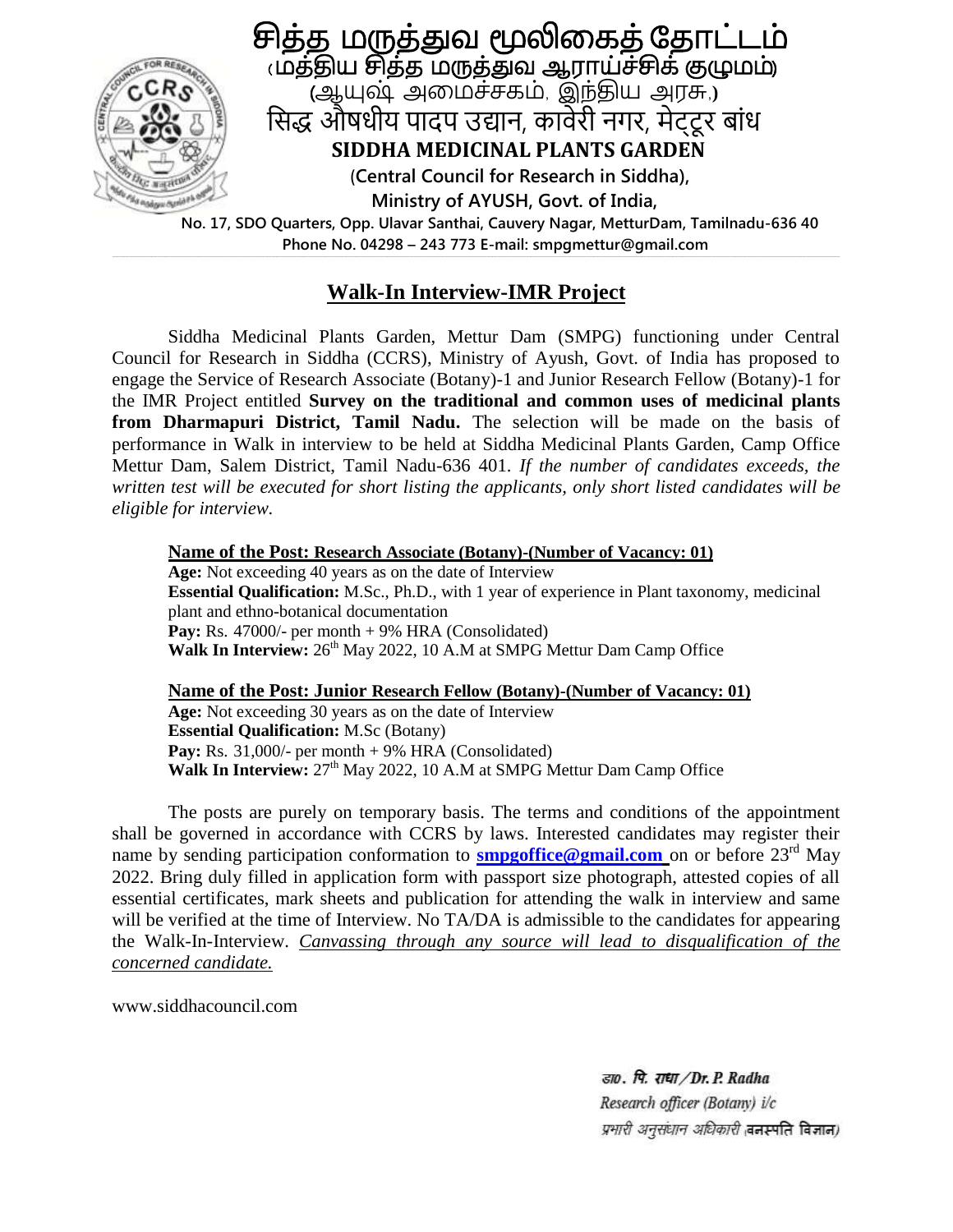# சித்த மருத்துவ மூலிகைத் தோட்டம்

(மத்திய சித்த மருத்துவ ஆராய்ச்சிக் குழுமம்)

(ஆயுஷ் அமைச்சகம், இந்திய அரசு,)

सिद्ध औषधीय पादप उद्यान, कावेरी नगर, मेट्टूर बांध

**SIDDHA MEDICINAL PLANTS GARDEN**

**(Central Council for Research in Siddha),**

**Ministry of AYUSH, Govt. of India,**

**No. 17, SDO Quarters, Opp. Ulavar Santhai, Cauvery Nagar, MetturDam, Tamilnadu-636 40**

**Phone No. 04298 – 243 773 E-mail: smpgmettur@gmail.com**

## Walk-In Interview-IMR Project

Siddha Medicinal Plants Garden, Mettur Dam (SMPG) functioning under Central Council for Research in Siddha (CCRS), Ministry of Ayush, Govt. of India has proposed to engage the Service of Research Associate (Botany)-1 and Junior Research Fellow (Botany)-1 for the IMR Project entitled **Survey on the traditional and common uses of medicinal plants from Dharmapuri District, Tamil Nadu.** The selection will be made on the basis of performance in Walk in interview to be held at Siddha Medicinal Plants Garden, Camp Office Mettur Dam, Salem District, Tamil Nadu-636 401. *If the number of candidates exceeds, the written test will be executed for short listing the applicants, only short listed candidates will be eligible for interview.*

**Name of the Post: Research Associate (Botany)-(Number of Vacancy: 01)**

**Age:** Not exceeding 40 years as on the date of Interview
**Essential Qualification:** M.Sc., Ph.D., with 1 year of experience in Plant taxonomy, medicinal plant and ethno-botanical documentation
**Pay:** Rs. 47000/- per month + 9% HRA (Consolidated)
**Walk In Interview:** 26th May 2022, 10 A.M at SMPG Mettur Dam Camp Office

**Name of the Post: Junior Research Fellow (Botany)-(Number of Vacancy: 01)**

**Age:** Not exceeding 30 years as on the date of Interview
**Essential Qualification:** M.Sc (Botany)
**Pay:** Rs. 31,000/- per month + 9% HRA (Consolidated)
**Walk In Interview:** 27th May 2022, 10 A.M at SMPG Mettur Dam Camp Office

The posts are purely on temporary basis. The terms and conditions of the appointment shall be governed in accordance with CCRS by laws. Interested candidates may register their name by sending participation conformation to **smpgoffice@gmail.com** on or before 23rd May 2022. Bring duly filled in application form with passport size photograph, attested copies of all essential certificates, mark sheets and publication for attending the walk in interview and same will be verified at the time of Interview. No TA/DA is admissible to the candidates for appearing the Walk-In-Interview. *Canvassing through any source will lead to disqualification of the concerned candidate.*

www.siddhacouncil.com

डा०. पि. राधा / Dr. P. Radha
Research officer (Botany) i/c
प्रभारी अनुसंधान अधिकारी (वनस्पति विज्ञान)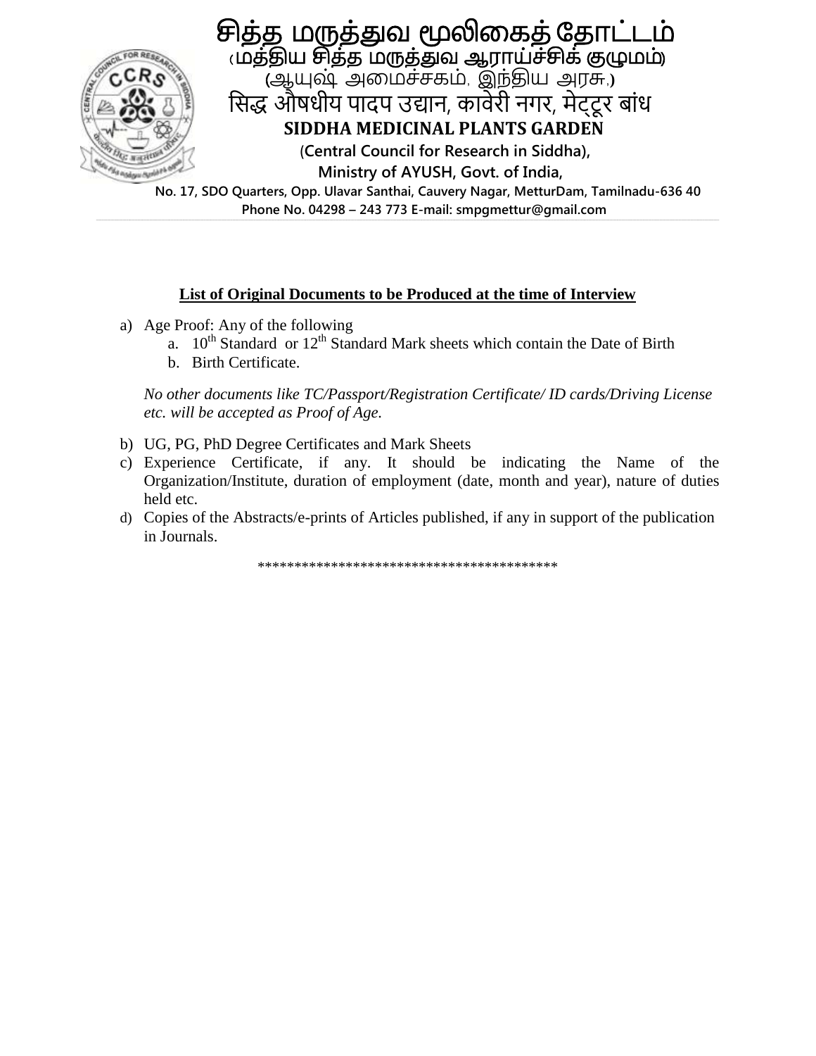# சித்த மருத்துவ மூலிகைத் தோட்டம்

(மத்திய சித்த மருத்துவ ஆராய்ச்சிக் குழுமம்)

(ஆயுஷ் அமைச்சகம், இந்திய அரசு,)

सिद्ध औषधीय पादप उद्यान, कावेरी नगर, मेट्टूर बांध

**SIDDHA MEDICINAL PLANTS GARDEN**

**(Central Council for Research in Siddha),**

**Ministry of AYUSH, Govt. of India,**

**No. 17, SDO Quarters, Opp. Ulavar Santhai, Cauvery Nagar, MetturDam, Tamilnadu-636 40**

**Phone No. 04298 – 243 773 E-mail: smpgmettur@gmail.com**

## List of Original Documents to be Produced at the time of Interview

a) Age Proof: Any of the following
   a. 10th Standard or 12th Standard Mark sheets which contain the Date of Birth
   b. Birth Certificate.

   *No other documents like TC/Passport/Registration Certificate/ ID cards/Driving License etc. will be accepted as Proof of Age.*

b) UG, PG, PhD Degree Certificates and Mark Sheets

c) Experience Certificate, if any. It should be indicating the Name of the Organization/Institute, duration of employment (date, month and year), nature of duties held etc.

d) Copies of the Abstracts/e-prints of Articles published, if any in support of the publication in Journals.

*****************************************